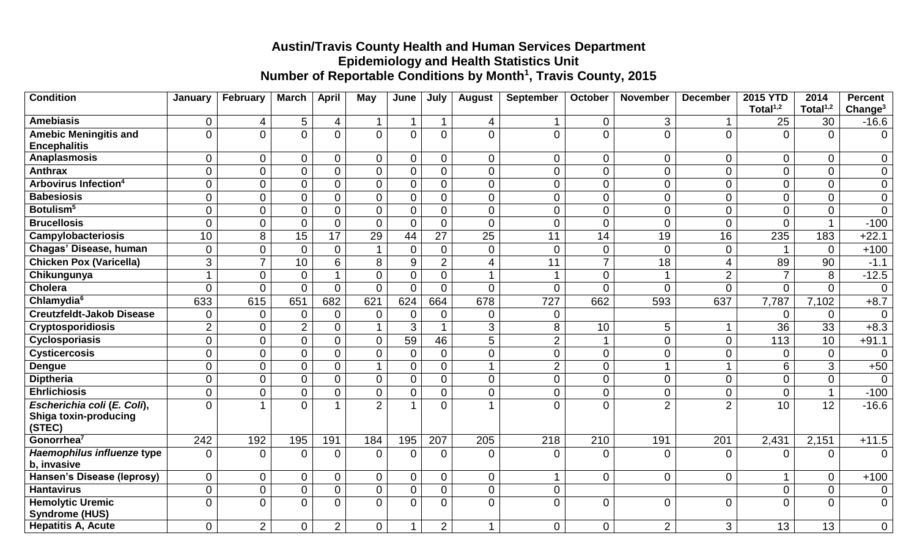# Austin/Travis County Health and Human Services Department
## Epidemiology and Health Statistics Unit
### Number of Reportable Conditions by Month[1], Travis County, 2015

| Condition | January | February | March | April | May | June | July | August | September | October | November | December | 2015 YTD Total[1,2] | 2014 Total[1,2] | Percent Change[3] |
|---|---|---|---|---|---|---|---|---|---|---|---|---|---|---|---|
| **Amebiasis** | 0 | 4 | 5 | 4 | 1 | 1 | 1 | 4 | 1 | 0 | 3 | 1 | 25 | 30 | -16.6 |
| **Amebic Meningitis and Encephalitis** | 0 | 0 | 0 | 0 | 0 | 0 | 0 | 0 | 0 | 0 | 0 | 0 | 0 | 0 | 0 |
| **Anaplasmosis** | 0 | 0 | 0 | 0 | 0 | 0 | 0 | 0 | 0 | 0 | 0 | 0 | 0 | 0 | 0 |
| **Anthrax** | 0 | 0 | 0 | 0 | 0 | 0 | 0 | 0 | 0 | 0 | 0 | 0 | 0 | 0 | 0 |
| **Arbovirus Infection[4]** | 0 | 0 | 0 | 0 | 0 | 0 | 0 | 0 | 0 | 0 | 0 | 0 | 0 | 0 | 0 |
| **Babesiosis** | 0 | 0 | 0 | 0 | 0 | 0 | 0 | 0 | 0 | 0 | 0 | 0 | 0 | 0 | 0 |
| **Botulism[5]** | 0 | 0 | 0 | 0 | 0 | 0 | 0 | 0 | 0 | 0 | 0 | 0 | 0 | 0 | 0 |
| **Brucellosis** | 0 | 0 | 0 | 0 | 0 | 0 | 0 | 0 | 0 | 0 | 0 | 0 | 0 | 1 | -100 |
| **Campylobacteriosis** | 10 | 8 | 15 | 17 | 29 | 44 | 27 | 25 | 11 | 14 | 19 | 16 | 235 | 183 | +22.1 |
| **Chagas' Disease, human** | 0 | 0 | 0 | 0 | 1 | 0 | 0 | 0 | 0 | 0 | 0 | 0 | 1 | 0 | +100 |
| **Chicken Pox (Varicella)** | 3 | 7 | 10 | 6 | 8 | 9 | 2 | 4 | 11 | 7 | 18 | 4 | 89 | 90 | -1.1 |
| **Chikungunya** | 1 | 0 | 0 | 1 | 0 | 0 | 0 | 1 | 1 | 0 | 1 | 2 | 7 | 8 | -12.5 |
| **Cholera** | 0 | 0 | 0 | 0 | 0 | 0 | 0 | 0 | 0 | 0 | 0 | 0 | 0 | 0 | 0 |
| **Chlamydia[6]** | 633 | 615 | 651 | 682 | 621 | 624 | 664 | 678 | 727 | 662 | 593 | 637 | 7,787 | 7,102 | +8.7 |
| **Creutzfeldt-Jakob Disease** | 0 | 0 | 0 | 0 | 0 | 0 | 0 | 0 | 0 | | | | 0 | 0 | 0 |
| **Cryptosporidiosis** | 2 | 0 | 2 | 0 | 1 | 3 | 1 | 3 | 8 | 10 | 5 | 1 | 36 | 33 | +8.3 |
| **Cyclosporiasis** | 0 | 0 | 0 | 0 | 0 | 59 | 46 | 5 | 2 | 1 | 0 | 0 | 113 | 10 | +91.1 |
| **Cysticercosis** | 0 | 0 | 0 | 0 | 0 | 0 | 0 | 0 | 0 | 0 | 0 | 0 | 0 | 0 | 0 |
| **Dengue** | 0 | 0 | 0 | 0 | 1 | 0 | 0 | 1 | 2 | 0 | 1 | 1 | 6 | 3 | +50 |
| **Diptheria** | 0 | 0 | 0 | 0 | 0 | 0 | 0 | 0 | 0 | 0 | 0 | 0 | 0 | 0 | 0 |
| **Ehrlichiosis** | 0 | 0 | 0 | 0 | 0 | 0 | 0 | 0 | 0 | 0 | 0 | 0 | 0 | 1 | -100 |
| ***Escherichia coli* (*E. Coli*), Shiga toxin-producing (STEC)** | 0 | 1 | 0 | 1 | 2 | 1 | 0 | 1 | 0 | 0 | 2 | 2 | 10 | 12 | -16.6 |
| **Gonorrhea[7]** | 242 | 192 | 195 | 191 | 184 | 195 | 207 | 205 | 218 | 210 | 191 | 201 | 2,431 | 2,151 | +11.5 |
| ***Haemophilus influenze* type b, invasive** | 0 | 0 | 0 | 0 | 0 | 0 | 0 | 0 | 0 | 0 | 0 | 0 | 0 | 0 | 0 |
| **Hansen's Disease (leprosy)** | 0 | 0 | 0 | 0 | 0 | 0 | 0 | 0 | 1 | 0 | 0 | 0 | 1 | 0 | +100 |
| **Hantavirus** | 0 | 0 | 0 | 0 | 0 | 0 | 0 | 0 | 0 | | | | 0 | 0 | 0 |
| **Hemolytic Uremic Syndrome (HUS)** | 0 | 0 | 0 | 0 | 0 | 0 | 0 | 0 | 0 | 0 | 0 | 0 | 0 | 0 | 0 |
| **Hepatitis A, Acute** | 0 | 2 | 0 | 2 | 0 | 1 | 2 | 1 | 0 | 0 | 2 | 3 | 13 | 13 | 0 |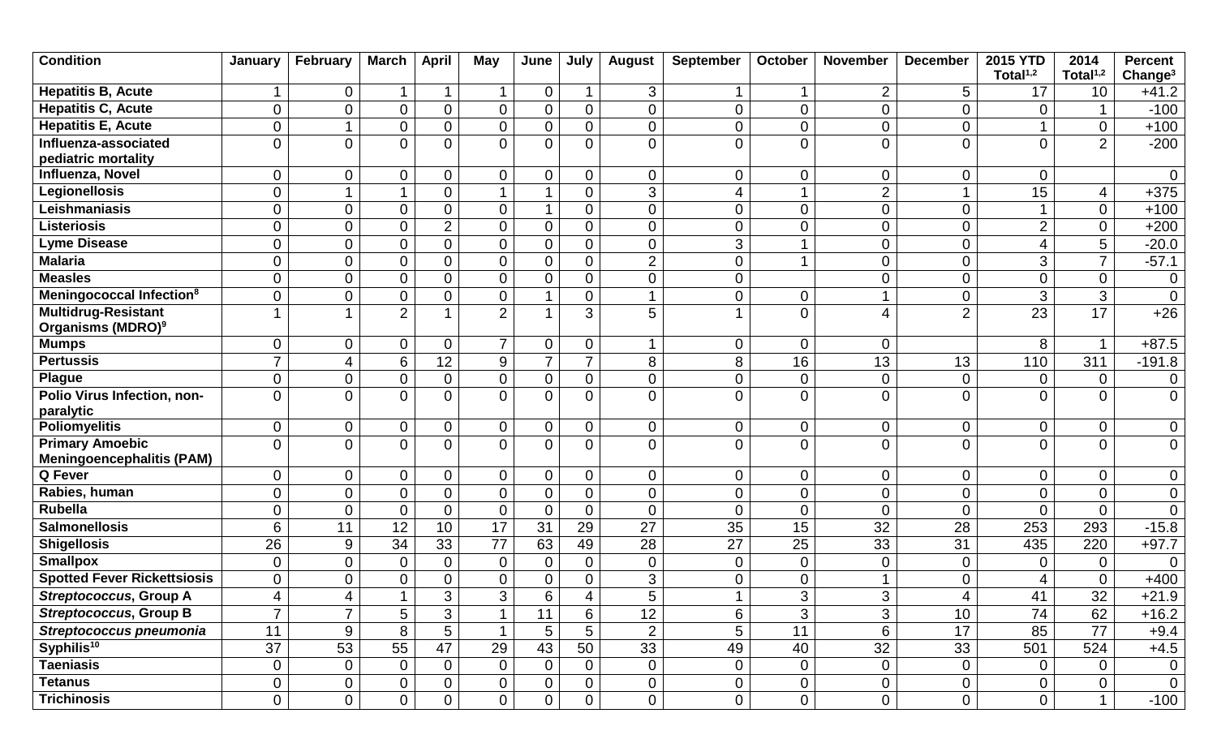| Condition | January | February | March | April | May | June | July | August | September | October | November | December | 2015 YTD Total[1,2] | 2014 Total[1,2] | Percent Change[3] |
|---|---|---|---|---|---|---|---|---|---|---|---|---|---|---|---|
| **Hepatitis B, Acute** | 1 | 0 | 1 | 1 | 1 | 0 | 1 | 3 | 1 | 1 | 2 | 5 | 17 | 10 | +41.2 |
| **Hepatitis C, Acute** | 0 | 0 | 0 | 0 | 0 | 0 | 0 | 0 | 0 | 0 | 0 | 0 | 0 | 1 | -100 |
| **Hepatitis E, Acute** | 0 | 1 | 0 | 0 | 0 | 0 | 0 | 0 | 0 | 0 | 0 | 0 | 1 | 0 | +100 |
| **Influenza-associated pediatric mortality** | 0 | 0 | 0 | 0 | 0 | 0 | 0 | 0 | 0 | 0 | 0 | 0 | 0 | 2 | -200 |
| **Influenza, Novel** | 0 | 0 | 0 | 0 | 0 | 0 | 0 | 0 | 0 | 0 | 0 | 0 | 0 | | 0 |
| **Legionellosis** | 0 | 1 | 1 | 0 | 1 | 1 | 0 | 3 | 4 | 1 | 2 | 1 | 15 | 4 | +375 |
| **Leishmaniasis** | 0 | 0 | 0 | 0 | 0 | 1 | 0 | 0 | 0 | 0 | 0 | 0 | 1 | 0 | +100 |
| **Listeriosis** | 0 | 0 | 0 | 2 | 0 | 0 | 0 | 0 | 0 | 0 | 0 | 0 | 2 | 0 | +200 |
| **Lyme Disease** | 0 | 0 | 0 | 0 | 0 | 0 | 0 | 0 | 3 | 1 | 0 | 0 | 4 | 5 | -20.0 |
| **Malaria** | 0 | 0 | 0 | 0 | 0 | 0 | 0 | 2 | 0 | 1 | 0 | 0 | 3 | 7 | -57.1 |
| **Measles** | 0 | 0 | 0 | 0 | 0 | 0 | 0 | 0 | 0 | | 0 | 0 | 0 | 0 | 0 |
| **Meningococcal Infection[8]** | 0 | 0 | 0 | 0 | 0 | 1 | 0 | 1 | 0 | 0 | 1 | 0 | 3 | 3 | 0 |
| **Multidrug-Resistant Organisms (MDRO)[9]** | 1 | 1 | 2 | 1 | 2 | 1 | 3 | 5 | 1 | 0 | 4 | 2 | 23 | 17 | +26 |
| **Mumps** | 0 | 0 | 0 | 0 | 7 | 0 | 0 | 1 | 0 | 0 | 0 | | 8 | 1 | +87.5 |
| **Pertussis** | 7 | 4 | 6 | 12 | 9 | 7 | 7 | 8 | 8 | 16 | 13 | 13 | 110 | 311 | -191.8 |
| **Plague** | 0 | 0 | 0 | 0 | 0 | 0 | 0 | 0 | 0 | 0 | 0 | 0 | 0 | 0 | 0 |
| **Polio Virus Infection, non-paralytic** | 0 | 0 | 0 | 0 | 0 | 0 | 0 | 0 | 0 | 0 | 0 | 0 | 0 | 0 | 0 |
| **Poliomyelitis** | 0 | 0 | 0 | 0 | 0 | 0 | 0 | 0 | 0 | 0 | 0 | 0 | 0 | 0 | 0 |
| **Primary Amoebic Meningoencephalitis (PAM)** | 0 | 0 | 0 | 0 | 0 | 0 | 0 | 0 | 0 | 0 | 0 | 0 | 0 | 0 | 0 |
| **Q Fever** | 0 | 0 | 0 | 0 | 0 | 0 | 0 | 0 | 0 | 0 | 0 | 0 | 0 | 0 | 0 |
| **Rabies, human** | 0 | 0 | 0 | 0 | 0 | 0 | 0 | 0 | 0 | 0 | 0 | 0 | 0 | 0 | 0 |
| **Rubella** | 0 | 0 | 0 | 0 | 0 | 0 | 0 | 0 | 0 | 0 | 0 | 0 | 0 | 0 | 0 |
| **Salmonellosis** | 6 | 11 | 12 | 10 | 17 | 31 | 29 | 27 | 35 | 15 | 32 | 28 | 253 | 293 | -15.8 |
| **Shigellosis** | 26 | 9 | 34 | 33 | 77 | 63 | 49 | 28 | 27 | 25 | 33 | 31 | 435 | 220 | +97.7 |
| **Smallpox** | 0 | 0 | 0 | 0 | 0 | 0 | 0 | 0 | 0 | 0 | 0 | 0 | 0 | 0 | 0 |
| **Spotted Fever Rickettsiosis** | 0 | 0 | 0 | 0 | 0 | 0 | 0 | 3 | 0 | 0 | 1 | 0 | 4 | 0 | +400 |
| ***Streptococcus*, Group A** | 4 | 4 | 1 | 3 | 3 | 6 | 4 | 5 | 1 | 3 | 3 | 4 | 41 | 32 | +21.9 |
| ***Streptococcus*, Group B** | 7 | 7 | 5 | 3 | 1 | 11 | 6 | 12 | 6 | 3 | 3 | 10 | 74 | 62 | +16.2 |
| ***Streptococcus pneumonia*** | 11 | 9 | 8 | 5 | 1 | 5 | 5 | 2 | 5 | 11 | 6 | 17 | 85 | 77 | +9.4 |
| **Syphilis[10]** | 37 | 53 | 55 | 47 | 29 | 43 | 50 | 33 | 49 | 40 | 32 | 33 | 501 | 524 | +4.5 |
| **Taeniasis** | 0 | 0 | 0 | 0 | 0 | 0 | 0 | 0 | 0 | 0 | 0 | 0 | 0 | 0 | 0 |
| **Tetanus** | 0 | 0 | 0 | 0 | 0 | 0 | 0 | 0 | 0 | 0 | 0 | 0 | 0 | 0 | 0 |
| **Trichinosis** | 0 | 0 | 0 | 0 | 0 | 0 | 0 | 0 | 0 | 0 | 0 | 0 | 0 | 1 | -100 |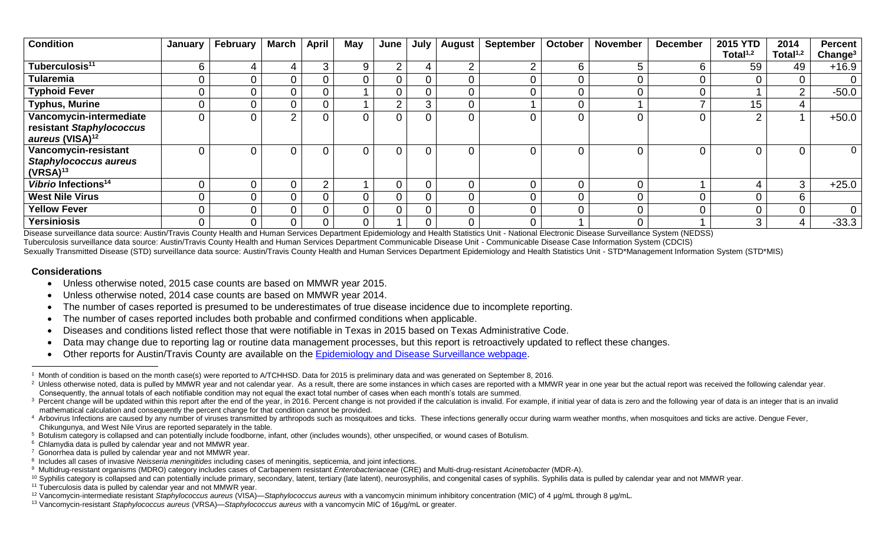| Condition | January | February | March | April | May | June | July | August | September | October | November | December | 2015 YTD Total[1,2] | 2014 Total[1,2] | Percent Change[3] |
|---|---|---|---|---|---|---|---|---|---|---|---|---|---|---|---|
| **Tuberculosis[11]** | 6 | 4 | 4 | 3 | 9 | 2 | 4 | 2 | 2 | 6 | 5 | 6 | 59 | 49 | +16.9 |
| **Tularemia** | 0 | 0 | 0 | 0 | 0 | 0 | 0 | 0 | 0 | 0 | 0 | 0 | 0 | 0 | 0 |
| **Typhoid Fever** | 0 | 0 | 0 | 0 | 1 | 0 | 0 | 0 | 0 | 0 | 0 | 0 | 1 | 2 | -50.0 |
| **Typhus, Murine** | 0 | 0 | 0 | 0 | 1 | 2 | 3 | 0 | 1 | 0 | 1 | 7 | 15 | 4 | |
| **Vancomycin-intermediate resistant *Staphylococcus aureus* (VISA)[12]** | 0 | 0 | 2 | 0 | 0 | 0 | 0 | 0 | 0 | 0 | 0 | 0 | 2 | 1 | +50.0 |
| **Vancomycin-resistant *Staphylococcus aureus* (VRSA)[13]** | 0 | 0 | 0 | 0 | 0 | 0 | 0 | 0 | 0 | 0 | 0 | 0 | 0 | 0 | 0 |
| ***Vibrio* Infections[14]** | 0 | 0 | 0 | 2 | 1 | 0 | 0 | 0 | 0 | 0 | 0 | 1 | 4 | 3 | +25.0 |
| **West Nile Virus** | 0 | 0 | 0 | 0 | 0 | 0 | 0 | 0 | 0 | 0 | 0 | 0 | 0 | 6 | |
| **Yellow Fever** | 0 | 0 | 0 | 0 | 0 | 0 | 0 | 0 | 0 | 0 | 0 | 0 | 0 | 0 | 0 |
| **Yersiniosis** | 0 | 0 | 0 | 0 | 0 | 1 | 0 | 0 | 0 | 1 | 0 | 1 | 3 | 4 | -33.3 |

Disease surveillance data source: Austin/Travis County Health and Human Services Department Epidemiology and Health Statistics Unit - National Electronic Disease Surveillance System (NEDSS)
Tuberculosis surveillance data source: Austin/Travis County Health and Human Services Department Communicable Disease Unit - Communicable Disease Case Information System (CDCIS)
Sexually Transmitted Disease (STD) surveillance data source: Austin/Travis County Health and Human Services Department Epidemiology and Health Statistics Unit - STD*Management Information System (STD*MIS)

**Considerations**

- Unless otherwise noted, 2015 case counts are based on MMWR year 2015.
- Unless otherwise noted, 2014 case counts are based on MMWR year 2014.
- The number of cases reported is presumed to be underestimates of true disease incidence due to incomplete reporting.
- The number of cases reported includes both probable and confirmed conditions when applicable.
- Diseases and conditions listed reflect those that were notifiable in Texas in 2015 based on Texas Administrative Code.
- Data may change due to reporting lag or routine data management processes, but this report is retroactively updated to reflect these changes.
- Other reports for Austin/Travis County are available on the Epidemiology and Disease Surveillance webpage.

[1] Month of condition is based on the month case(s) were reported to A/TCHHSD. Data for 2015 is preliminary data and was generated on September 8, 2016.
[2] Unless otherwise noted, data is pulled by MMWR year and not calendar year. As a result, there are some instances in which cases are reported with a MMWR year in one year but the actual report was received the following calendar year. Consequently, the annual totals of each notifiable condition may not equal the exact total number of cases when each month's totals are summed.
[3] Percent change will be updated within this report after the end of the year, in 2016. Percent change is not provided if the calculation is invalid. For example, if initial year of data is zero and the following year of data is an integer that is an invalid mathematical calculation and consequently the percent change for that condition cannot be provided.
[4] Arbovirus Infections are caused by any number of viruses transmitted by arthropods such as mosquitoes and ticks. These infections generally occur during warm weather months, when mosquitoes and ticks are active. Dengue Fever, Chikungunya, and West Nile Virus are reported separately in the table.
[5] Botulism category is collapsed and can potentially include foodborne, infant, other (includes wounds), other unspecified, or wound cases of Botulism.
[6] Chlamydia data is pulled by calendar year and not MMWR year.
[7] Gonorrhea data is pulled by calendar year and not MMWR year.
[8] Includes all cases of invasive *Neisseria meningitides* including cases of meningitis, septicemia, and joint infections.
[9] Multidrug-resistant organisms (MDRO) category includes cases of Carbapenem resistant *Enterobacteriaceae* (CRE) and Multi-drug-resistant *Acinetobacter* (MDR-A).
[10] Syphilis category is collapsed and can potentially include primary, secondary, latent, tertiary (late latent), neurosyphilis, and congenital cases of syphilis. Syphilis data is pulled by calendar year and not MMWR year.
[11] Tuberculosis data is pulled by calendar year and not MMWR year.
[12] Vancomycin-intermediate resistant *Staphylococcus aureus* (VISA)—*Staphylococcus aureus* with a vancomycin minimum inhibitory concentration (MIC) of 4 µg/mL through 8 µg/mL.
[13] Vancomycin-resistant *Staphylococcus aureus* (VRSA)—*Staphylococcus aureus* with a vancomycin MIC of 16µg/mL or greater.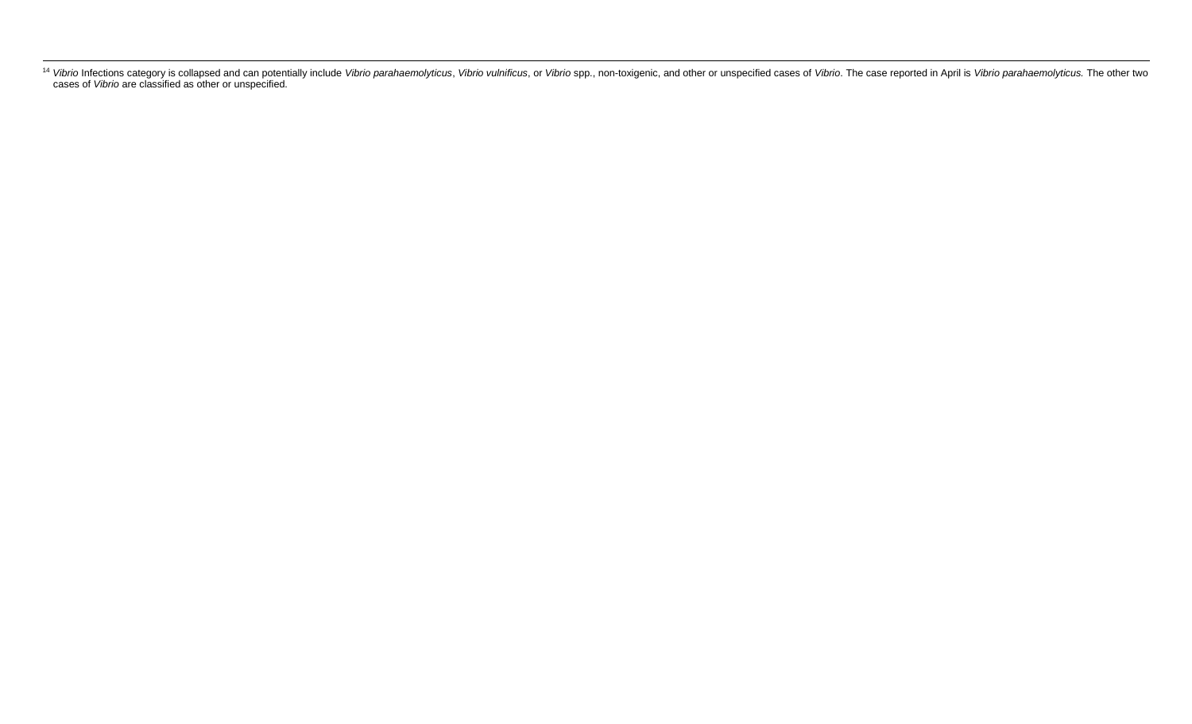[14] *Vibrio* Infections category is collapsed and can potentially include *Vibrio parahaemolyticus*, *Vibrio vulnificus*, or *Vibrio* spp., non-toxigenic, and other or unspecified cases of *Vibrio*. The case reported in April is *Vibrio parahaemolyticus.* The other two cases of *Vibrio* are classified as other or unspecified.